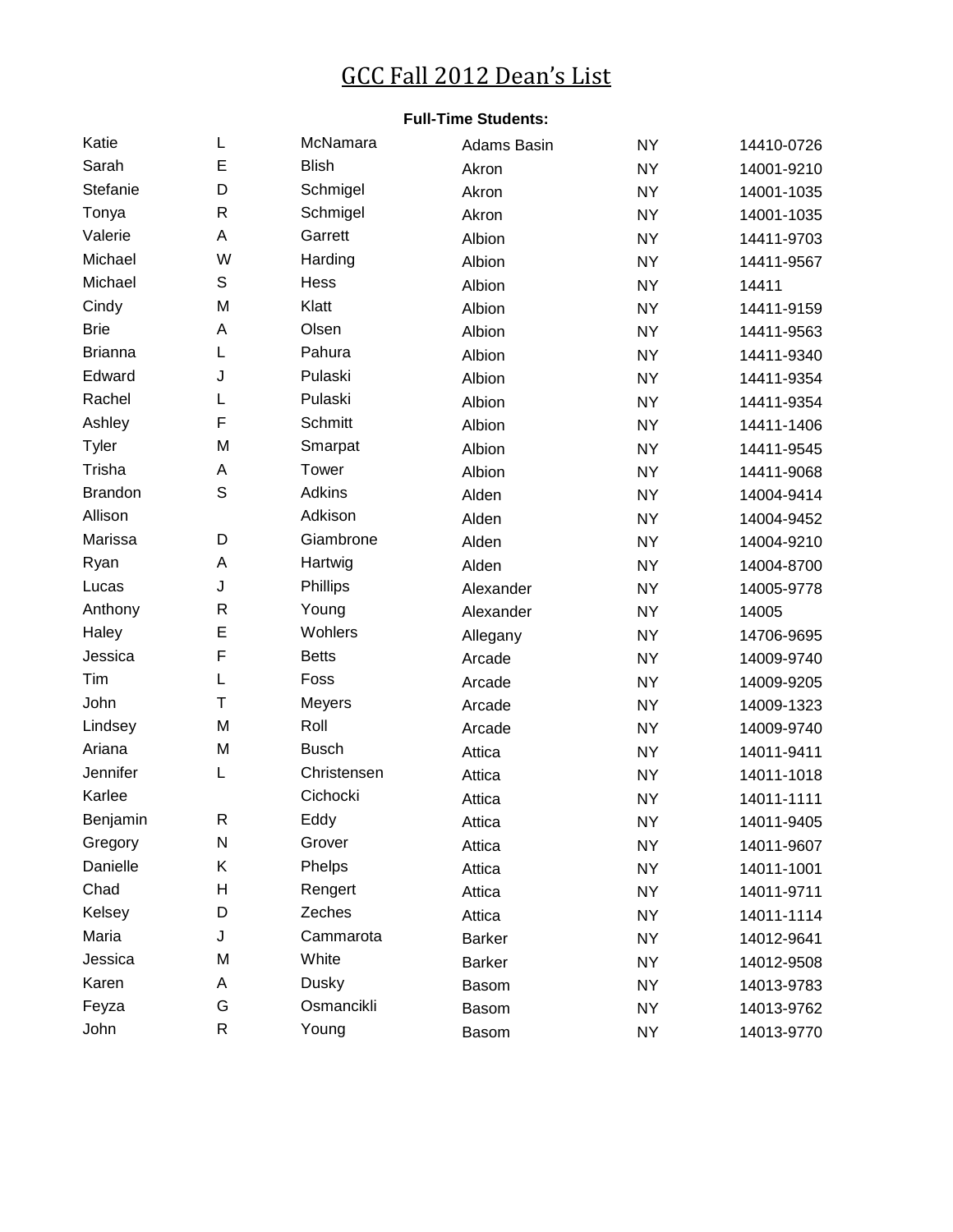# GCC Fall 2012 Dean's List

**Full-Time Students:**

| | | | | | |
|---|---|---|---|---|---|
| Katie | L | McNamara | Adams Basin | NY | 14410-0726 |
| Sarah | E | Blish | Akron | NY | 14001-9210 |
| Stefanie | D | Schmigel | Akron | NY | 14001-1035 |
| Tonya | R | Schmigel | Akron | NY | 14001-1035 |
| Valerie | A | Garrett | Albion | NY | 14411-9703 |
| Michael | W | Harding | Albion | NY | 14411-9567 |
| Michael | S | Hess | Albion | NY | 14411 |
| Cindy | M | Klatt | Albion | NY | 14411-9159 |
| Brie | A | Olsen | Albion | NY | 14411-9563 |
| Brianna | L | Pahura | Albion | NY | 14411-9340 |
| Edward | J | Pulaski | Albion | NY | 14411-9354 |
| Rachel | L | Pulaski | Albion | NY | 14411-9354 |
| Ashley | F | Schmitt | Albion | NY | 14411-1406 |
| Tyler | M | Smarpat | Albion | NY | 14411-9545 |
| Trisha | A | Tower | Albion | NY | 14411-9068 |
| Brandon | S | Adkins | Alden | NY | 14004-9414 |
| Allison | | Adkison | Alden | NY | 14004-9452 |
| Marissa | D | Giambrone | Alden | NY | 14004-9210 |
| Ryan | A | Hartwig | Alden | NY | 14004-8700 |
| Lucas | J | Phillips | Alexander | NY | 14005-9778 |
| Anthony | R | Young | Alexander | NY | 14005 |
| Haley | E | Wohlers | Allegany | NY | 14706-9695 |
| Jessica | F | Betts | Arcade | NY | 14009-9740 |
| Tim | L | Foss | Arcade | NY | 14009-9205 |
| John | T | Meyers | Arcade | NY | 14009-1323 |
| Lindsey | M | Roll | Arcade | NY | 14009-9740 |
| Ariana | M | Busch | Attica | NY | 14011-9411 |
| Jennifer | L | Christensen | Attica | NY | 14011-1018 |
| Karlee | | Cichocki | Attica | NY | 14011-1111 |
| Benjamin | R | Eddy | Attica | NY | 14011-9405 |
| Gregory | N | Grover | Attica | NY | 14011-9607 |
| Danielle | K | Phelps | Attica | NY | 14011-1001 |
| Chad | H | Rengert | Attica | NY | 14011-9711 |
| Kelsey | D | Zeches | Attica | NY | 14011-1114 |
| Maria | J | Cammarota | Barker | NY | 14012-9641 |
| Jessica | M | White | Barker | NY | 14012-9508 |
| Karen | A | Dusky | Basom | NY | 14013-9783 |
| Feyza | G | Osmancikli | Basom | NY | 14013-9762 |
| John | R | Young | Basom | NY | 14013-9770 |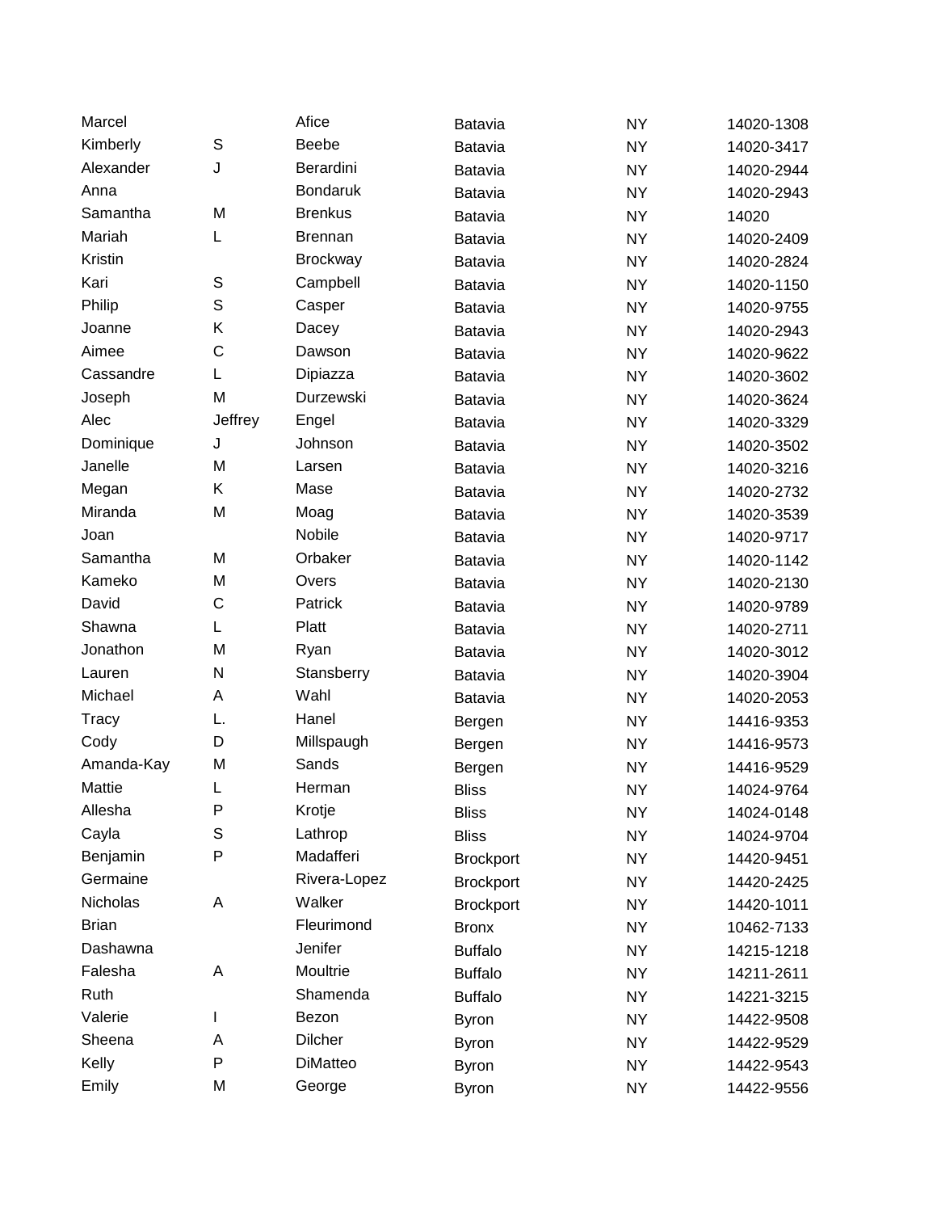| | | | | | |
|---|---|---|---|---|---|
| Marcel | | Afice | Batavia | NY | 14020-1308 |
| Kimberly | S | Beebe | Batavia | NY | 14020-3417 |
| Alexander | J | Berardini | Batavia | NY | 14020-2944 |
| Anna | | Bondaruk | Batavia | NY | 14020-2943 |
| Samantha | M | Brenkus | Batavia | NY | 14020 |
| Mariah | L | Brennan | Batavia | NY | 14020-2409 |
| Kristin | | Brockway | Batavia | NY | 14020-2824 |
| Kari | S | Campbell | Batavia | NY | 14020-1150 |
| Philip | S | Casper | Batavia | NY | 14020-9755 |
| Joanne | K | Dacey | Batavia | NY | 14020-2943 |
| Aimee | C | Dawson | Batavia | NY | 14020-9622 |
| Cassandre | L | Dipiazza | Batavia | NY | 14020-3602 |
| Joseph | M | Durzewski | Batavia | NY | 14020-3624 |
| Alec | Jeffrey | Engel | Batavia | NY | 14020-3329 |
| Dominique | J | Johnson | Batavia | NY | 14020-3502 |
| Janelle | M | Larsen | Batavia | NY | 14020-3216 |
| Megan | K | Mase | Batavia | NY | 14020-2732 |
| Miranda | M | Moag | Batavia | NY | 14020-3539 |
| Joan | | Nobile | Batavia | NY | 14020-9717 |
| Samantha | M | Orbaker | Batavia | NY | 14020-1142 |
| Kameko | M | Overs | Batavia | NY | 14020-2130 |
| David | C | Patrick | Batavia | NY | 14020-9789 |
| Shawna | L | Platt | Batavia | NY | 14020-2711 |
| Jonathon | M | Ryan | Batavia | NY | 14020-3012 |
| Lauren | N | Stansberry | Batavia | NY | 14020-3904 |
| Michael | A | Wahl | Batavia | NY | 14020-2053 |
| Tracy | L. | Hanel | Bergen | NY | 14416-9353 |
| Cody | D | Millspaugh | Bergen | NY | 14416-9573 |
| Amanda-Kay | M | Sands | Bergen | NY | 14416-9529 |
| Mattie | L | Herman | Bliss | NY | 14024-9764 |
| Allesha | P | Krotje | Bliss | NY | 14024-0148 |
| Cayla | S | Lathrop | Bliss | NY | 14024-9704 |
| Benjamin | P | Madafferi | Brockport | NY | 14420-9451 |
| Germaine | | Rivera-Lopez | Brockport | NY | 14420-2425 |
| Nicholas | A | Walker | Brockport | NY | 14420-1011 |
| Brian | | Fleurimond | Bronx | NY | 10462-7133 |
| Dashawna | | Jenifer | Buffalo | NY | 14215-1218 |
| Falesha | A | Moultrie | Buffalo | NY | 14211-2611 |
| Ruth | | Shamenda | Buffalo | NY | 14221-3215 |
| Valerie | I | Bezon | Byron | NY | 14422-9508 |
| Sheena | A | Dilcher | Byron | NY | 14422-9529 |
| Kelly | P | DiMatteo | Byron | NY | 14422-9543 |
| Emily | M | George | Byron | NY | 14422-9556 |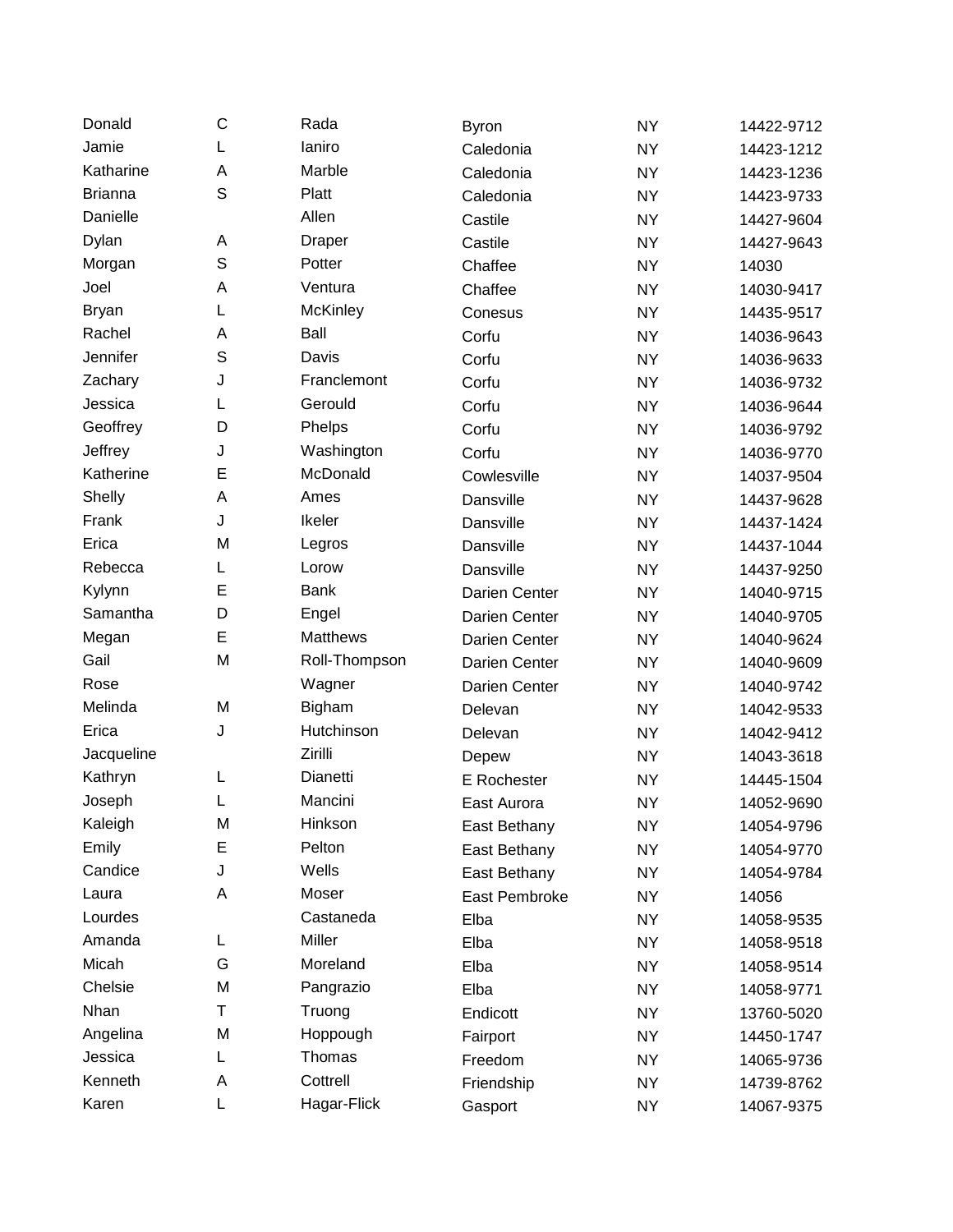| | | | | | |
|---|---|---|---|---|---|
| Donald | C | Rada | Byron | NY | 14422-9712 |
| Jamie | L | Ianiro | Caledonia | NY | 14423-1212 |
| Katharine | A | Marble | Caledonia | NY | 14423-1236 |
| Brianna | S | Platt | Caledonia | NY | 14423-9733 |
| Danielle | | Allen | Castile | NY | 14427-9604 |
| Dylan | A | Draper | Castile | NY | 14427-9643 |
| Morgan | S | Potter | Chaffee | NY | 14030 |
| Joel | A | Ventura | Chaffee | NY | 14030-9417 |
| Bryan | L | McKinley | Conesus | NY | 14435-9517 |
| Rachel | A | Ball | Corfu | NY | 14036-9643 |
| Jennifer | S | Davis | Corfu | NY | 14036-9633 |
| Zachary | J | Franclemont | Corfu | NY | 14036-9732 |
| Jessica | L | Gerould | Corfu | NY | 14036-9644 |
| Geoffrey | D | Phelps | Corfu | NY | 14036-9792 |
| Jeffrey | J | Washington | Corfu | NY | 14036-9770 |
| Katherine | E | McDonald | Cowlesville | NY | 14037-9504 |
| Shelly | A | Ames | Dansville | NY | 14437-9628 |
| Frank | J | Ikeler | Dansville | NY | 14437-1424 |
| Erica | M | Legros | Dansville | NY | 14437-1044 |
| Rebecca | L | Lorow | Dansville | NY | 14437-9250 |
| Kylynn | E | Bank | Darien Center | NY | 14040-9715 |
| Samantha | D | Engel | Darien Center | NY | 14040-9705 |
| Megan | E | Matthews | Darien Center | NY | 14040-9624 |
| Gail | M | Roll-Thompson | Darien Center | NY | 14040-9609 |
| Rose | | Wagner | Darien Center | NY | 14040-9742 |
| Melinda | M | Bigham | Delevan | NY | 14042-9533 |
| Erica | J | Hutchinson | Delevan | NY | 14042-9412 |
| Jacqueline | | Zirilli | Depew | NY | 14043-3618 |
| Kathryn | L | Dianetti | E Rochester | NY | 14445-1504 |
| Joseph | L | Mancini | East Aurora | NY | 14052-9690 |
| Kaleigh | M | Hinkson | East Bethany | NY | 14054-9796 |
| Emily | E | Pelton | East Bethany | NY | 14054-9770 |
| Candice | J | Wells | East Bethany | NY | 14054-9784 |
| Laura | A | Moser | East Pembroke | NY | 14056 |
| Lourdes | | Castaneda | Elba | NY | 14058-9535 |
| Amanda | L | Miller | Elba | NY | 14058-9518 |
| Micah | G | Moreland | Elba | NY | 14058-9514 |
| Chelsie | M | Pangrazio | Elba | NY | 14058-9771 |
| Nhan | T | Truong | Endicott | NY | 13760-5020 |
| Angelina | M | Hoppough | Fairport | NY | 14450-1747 |
| Jessica | L | Thomas | Freedom | NY | 14065-9736 |
| Kenneth | A | Cottrell | Friendship | NY | 14739-8762 |
| Karen | L | Hagar-Flick | Gasport | NY | 14067-9375 |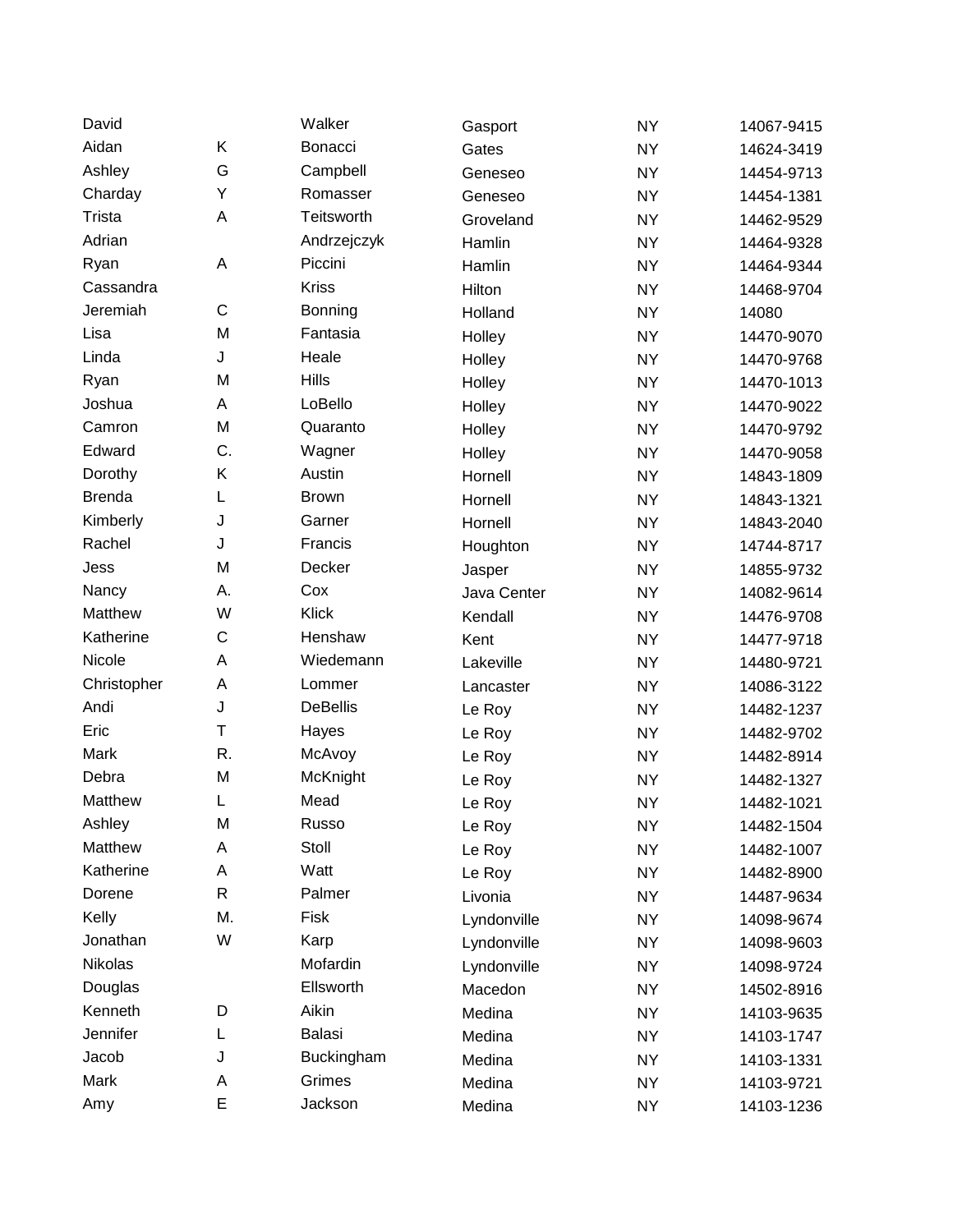| | | | | | |
|---|---|---|---|---|---|
| David | | Walker | Gasport | NY | 14067-9415 |
| Aidan | K | Bonacci | Gates | NY | 14624-3419 |
| Ashley | G | Campbell | Geneseo | NY | 14454-9713 |
| Charday | Y | Romasser | Geneseo | NY | 14454-1381 |
| Trista | A | Teitsworth | Groveland | NY | 14462-9529 |
| Adrian | | Andrzejczyk | Hamlin | NY | 14464-9328 |
| Ryan | A | Piccini | Hamlin | NY | 14464-9344 |
| Cassandra | | Kriss | Hilton | NY | 14468-9704 |
| Jeremiah | C | Bonning | Holland | NY | 14080 |
| Lisa | M | Fantasia | Holley | NY | 14470-9070 |
| Linda | J | Heale | Holley | NY | 14470-9768 |
| Ryan | M | Hills | Holley | NY | 14470-1013 |
| Joshua | A | LoBello | Holley | NY | 14470-9022 |
| Camron | M | Quaranto | Holley | NY | 14470-9792 |
| Edward | C. | Wagner | Holley | NY | 14470-9058 |
| Dorothy | K | Austin | Hornell | NY | 14843-1809 |
| Brenda | L | Brown | Hornell | NY | 14843-1321 |
| Kimberly | J | Garner | Hornell | NY | 14843-2040 |
| Rachel | J | Francis | Houghton | NY | 14744-8717 |
| Jess | M | Decker | Jasper | NY | 14855-9732 |
| Nancy | A. | Cox | Java Center | NY | 14082-9614 |
| Matthew | W | Klick | Kendall | NY | 14476-9708 |
| Katherine | C | Henshaw | Kent | NY | 14477-9718 |
| Nicole | A | Wiedemann | Lakeville | NY | 14480-9721 |
| Christopher | A | Lommer | Lancaster | NY | 14086-3122 |
| Andi | J | DeBellis | Le Roy | NY | 14482-1237 |
| Eric | T | Hayes | Le Roy | NY | 14482-9702 |
| Mark | R. | McAvoy | Le Roy | NY | 14482-8914 |
| Debra | M | McKnight | Le Roy | NY | 14482-1327 |
| Matthew | L | Mead | Le Roy | NY | 14482-1021 |
| Ashley | M | Russo | Le Roy | NY | 14482-1504 |
| Matthew | A | Stoll | Le Roy | NY | 14482-1007 |
| Katherine | A | Watt | Le Roy | NY | 14482-8900 |
| Dorene | R | Palmer | Livonia | NY | 14487-9634 |
| Kelly | M. | Fisk | Lyndonville | NY | 14098-9674 |
| Jonathan | W | Karp | Lyndonville | NY | 14098-9603 |
| Nikolas | | Mofardin | Lyndonville | NY | 14098-9724 |
| Douglas | | Ellsworth | Macedon | NY | 14502-8916 |
| Kenneth | D | Aikin | Medina | NY | 14103-9635 |
| Jennifer | L | Balasi | Medina | NY | 14103-1747 |
| Jacob | J | Buckingham | Medina | NY | 14103-1331 |
| Mark | A | Grimes | Medina | NY | 14103-9721 |
| Amy | E | Jackson | Medina | NY | 14103-1236 |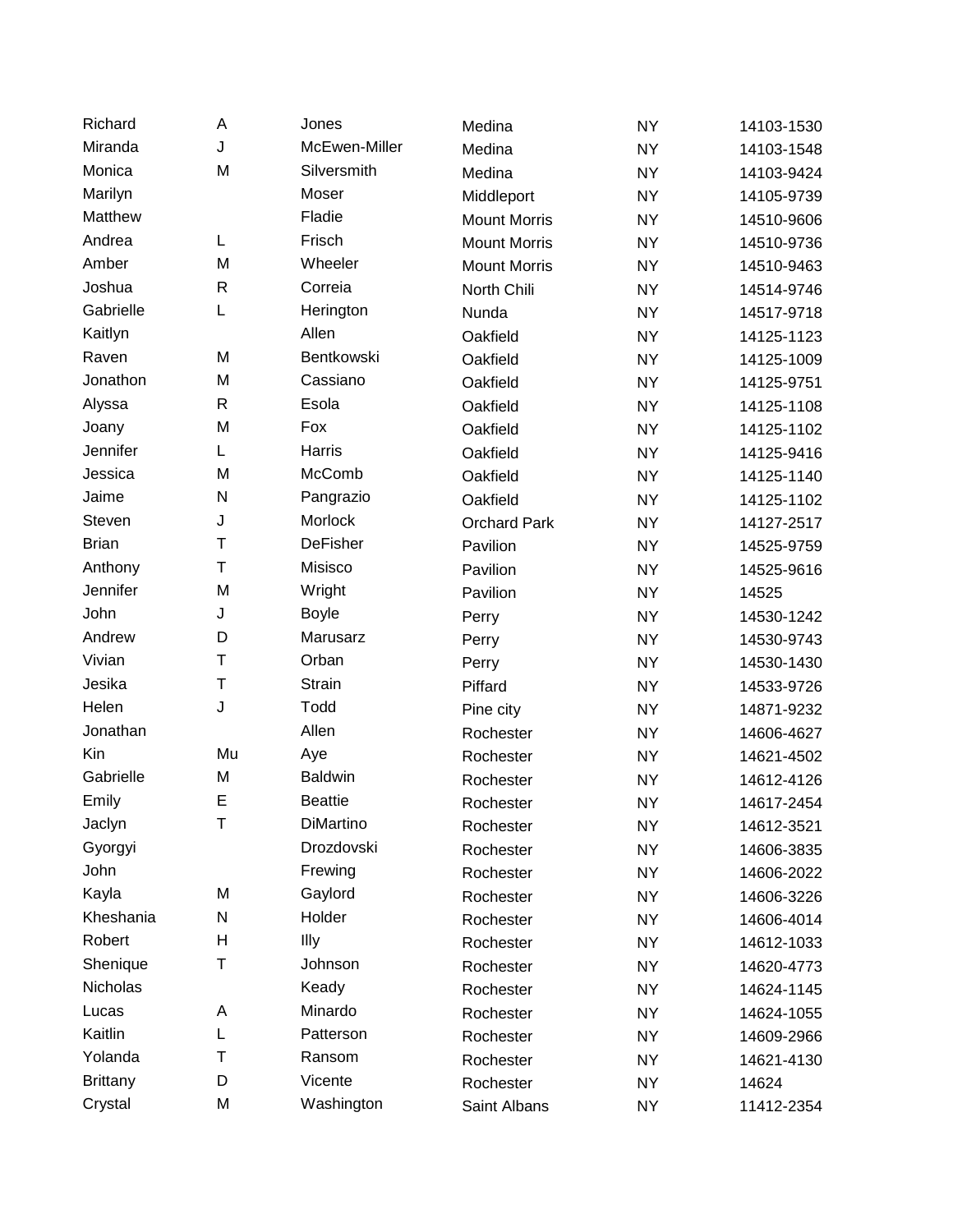| | | | | | |
|---|---|---|---|---|---|
| Richard | A | Jones | Medina | NY | 14103-1530 |
| Miranda | J | McEwen-Miller | Medina | NY | 14103-1548 |
| Monica | M | Silversmith | Medina | NY | 14103-9424 |
| Marilyn | | Moser | Middleport | NY | 14105-9739 |
| Matthew | | Fladie | Mount Morris | NY | 14510-9606 |
| Andrea | L | Frisch | Mount Morris | NY | 14510-9736 |
| Amber | M | Wheeler | Mount Morris | NY | 14510-9463 |
| Joshua | R | Correia | North Chili | NY | 14514-9746 |
| Gabrielle | L | Herington | Nunda | NY | 14517-9718 |
| Kaitlyn | | Allen | Oakfield | NY | 14125-1123 |
| Raven | M | Bentkowski | Oakfield | NY | 14125-1009 |
| Jonathon | M | Cassiano | Oakfield | NY | 14125-9751 |
| Alyssa | R | Esola | Oakfield | NY | 14125-1108 |
| Joany | M | Fox | Oakfield | NY | 14125-1102 |
| Jennifer | L | Harris | Oakfield | NY | 14125-9416 |
| Jessica | M | McComb | Oakfield | NY | 14125-1140 |
| Jaime | N | Pangrazio | Oakfield | NY | 14125-1102 |
| Steven | J | Morlock | Orchard Park | NY | 14127-2517 |
| Brian | T | DeFisher | Pavilion | NY | 14525-9759 |
| Anthony | T | Misisco | Pavilion | NY | 14525-9616 |
| Jennifer | M | Wright | Pavilion | NY | 14525 |
| John | J | Boyle | Perry | NY | 14530-1242 |
| Andrew | D | Marusarz | Perry | NY | 14530-9743 |
| Vivian | T | Orban | Perry | NY | 14530-1430 |
| Jesika | T | Strain | Piffard | NY | 14533-9726 |
| Helen | J | Todd | Pine city | NY | 14871-9232 |
| Jonathan | | Allen | Rochester | NY | 14606-4627 |
| Kin | Mu | Aye | Rochester | NY | 14621-4502 |
| Gabrielle | M | Baldwin | Rochester | NY | 14612-4126 |
| Emily | E | Beattie | Rochester | NY | 14617-2454 |
| Jaclyn | T | DiMartino | Rochester | NY | 14612-3521 |
| Gyorgyi | | Drozdovski | Rochester | NY | 14606-3835 |
| John | | Frewing | Rochester | NY | 14606-2022 |
| Kayla | M | Gaylord | Rochester | NY | 14606-3226 |
| Kheshania | N | Holder | Rochester | NY | 14606-4014 |
| Robert | H | Illy | Rochester | NY | 14612-1033 |
| Shenique | T | Johnson | Rochester | NY | 14620-4773 |
| Nicholas | | Keady | Rochester | NY | 14624-1145 |
| Lucas | A | Minardo | Rochester | NY | 14624-1055 |
| Kaitlin | L | Patterson | Rochester | NY | 14609-2966 |
| Yolanda | T | Ransom | Rochester | NY | 14621-4130 |
| Brittany | D | Vicente | Rochester | NY | 14624 |
| Crystal | M | Washington | Saint Albans | NY | 11412-2354 |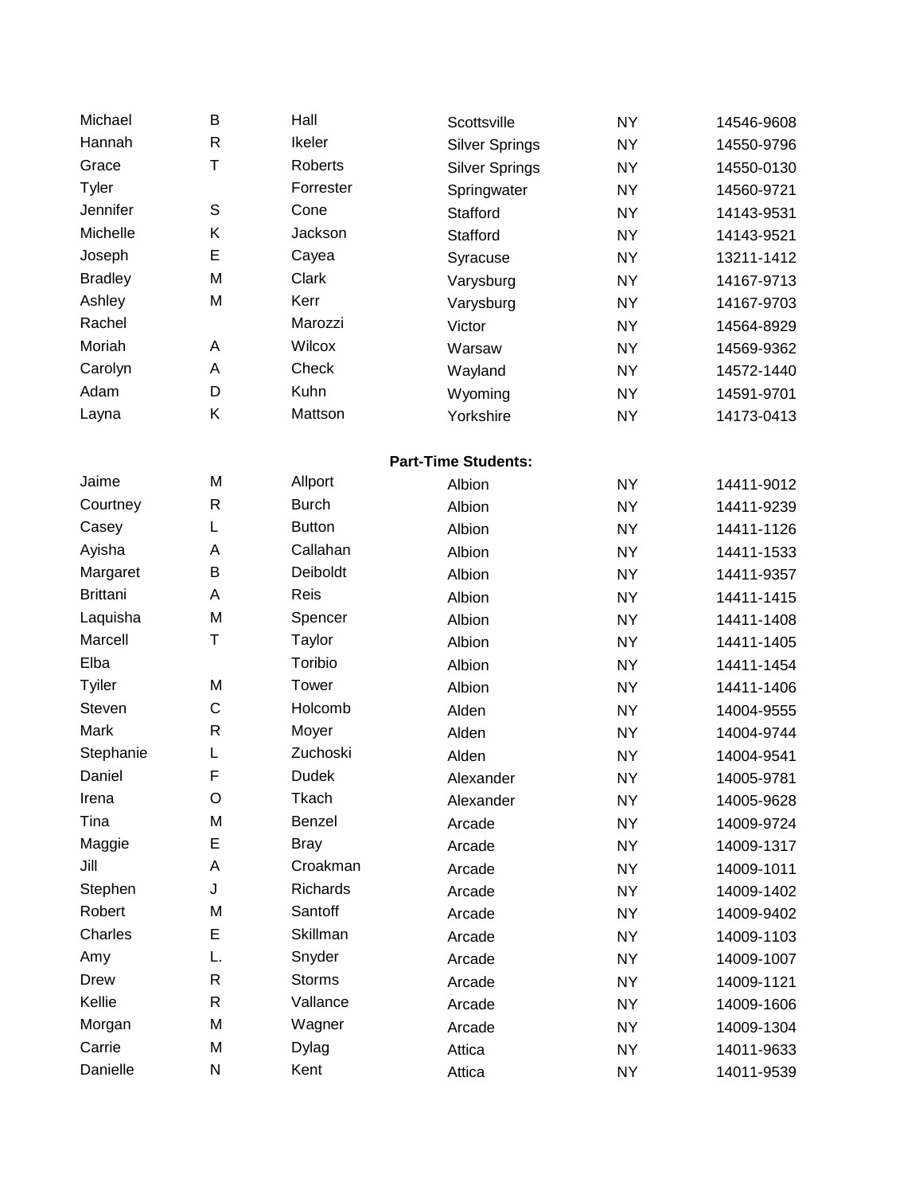| | | | | | |
|---|---|---|---|---|---|
| Michael | B | Hall | Scottsville | NY | 14546-9608 |
| Hannah | R | Ikeler | Silver Springs | NY | 14550-9796 |
| Grace | T | Roberts | Silver Springs | NY | 14550-0130 |
| Tyler | | Forrester | Springwater | NY | 14560-9721 |
| Jennifer | S | Cone | Stafford | NY | 14143-9531 |
| Michelle | K | Jackson | Stafford | NY | 14143-9521 |
| Joseph | E | Cayea | Syracuse | NY | 13211-1412 |
| Bradley | M | Clark | Varysburg | NY | 14167-9713 |
| Ashley | M | Kerr | Varysburg | NY | 14167-9703 |
| Rachel | | Marozzi | Victor | NY | 14564-8929 |
| Moriah | A | Wilcox | Warsaw | NY | 14569-9362 |
| Carolyn | A | Check | Wayland | NY | 14572-1440 |
| Adam | D | Kuhn | Wyoming | NY | 14591-9701 |
| Layna | K | Mattson | Yorkshire | NY | 14173-0413 |

**Part-Time Students:**

| | | | | | |
|---|---|---|---|---|---|
| Jaime | M | Allport | Albion | NY | 14411-9012 |
| Courtney | R | Burch | Albion | NY | 14411-9239 |
| Casey | L | Button | Albion | NY | 14411-1126 |
| Ayisha | A | Callahan | Albion | NY | 14411-1533 |
| Margaret | B | Deiboldt | Albion | NY | 14411-9357 |
| Brittani | A | Reis | Albion | NY | 14411-1415 |
| Laquisha | M | Spencer | Albion | NY | 14411-1408 |
| Marcell | T | Taylor | Albion | NY | 14411-1405 |
| Elba | | Toribio | Albion | NY | 14411-1454 |
| Tyiler | M | Tower | Albion | NY | 14411-1406 |
| Steven | C | Holcomb | Alden | NY | 14004-9555 |
| Mark | R | Moyer | Alden | NY | 14004-9744 |
| Stephanie | L | Zuchoski | Alden | NY | 14004-9541 |
| Daniel | F | Dudek | Alexander | NY | 14005-9781 |
| Irena | O | Tkach | Alexander | NY | 14005-9628 |
| Tina | M | Benzel | Arcade | NY | 14009-9724 |
| Maggie | E | Bray | Arcade | NY | 14009-1317 |
| Jill | A | Croakman | Arcade | NY | 14009-1011 |
| Stephen | J | Richards | Arcade | NY | 14009-1402 |
| Robert | M | Santoff | Arcade | NY | 14009-9402 |
| Charles | E | Skillman | Arcade | NY | 14009-1103 |
| Amy | L. | Snyder | Arcade | NY | 14009-1007 |
| Drew | R | Storms | Arcade | NY | 14009-1121 |
| Kellie | R | Vallance | Arcade | NY | 14009-1606 |
| Morgan | M | Wagner | Arcade | NY | 14009-1304 |
| Carrie | M | Dylag | Attica | NY | 14011-9633 |
| Danielle | N | Kent | Attica | NY | 14011-9539 |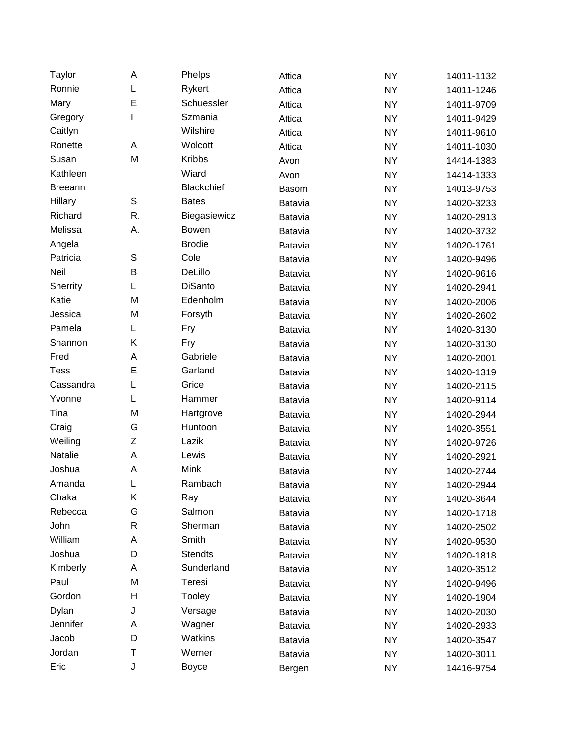| | | | | | |
|---|---|---|---|---|---|
| Taylor | A | Phelps | Attica | NY | 14011-1132 |
| Ronnie | L | Rykert | Attica | NY | 14011-1246 |
| Mary | E | Schuessler | Attica | NY | 14011-9709 |
| Gregory | I | Szmania | Attica | NY | 14011-9429 |
| Caitlyn | | Wilshire | Attica | NY | 14011-9610 |
| Ronette | A | Wolcott | Attica | NY | 14011-1030 |
| Susan | M | Kribbs | Avon | NY | 14414-1383 |
| Kathleen | | Wiard | Avon | NY | 14414-1333 |
| Breeann | | Blackchief | Basom | NY | 14013-9753 |
| Hillary | S | Bates | Batavia | NY | 14020-3233 |
| Richard | R. | Biegasiewicz | Batavia | NY | 14020-2913 |
| Melissa | A. | Bowen | Batavia | NY | 14020-3732 |
| Angela | | Brodie | Batavia | NY | 14020-1761 |
| Patricia | S | Cole | Batavia | NY | 14020-9496 |
| Neil | B | DeLillo | Batavia | NY | 14020-9616 |
| Sherrity | L | DiSanto | Batavia | NY | 14020-2941 |
| Katie | M | Edenholm | Batavia | NY | 14020-2006 |
| Jessica | M | Forsyth | Batavia | NY | 14020-2602 |
| Pamela | L | Fry | Batavia | NY | 14020-3130 |
| Shannon | K | Fry | Batavia | NY | 14020-3130 |
| Fred | A | Gabriele | Batavia | NY | 14020-2001 |
| Tess | E | Garland | Batavia | NY | 14020-1319 |
| Cassandra | L | Grice | Batavia | NY | 14020-2115 |
| Yvonne | L | Hammer | Batavia | NY | 14020-9114 |
| Tina | M | Hartgrove | Batavia | NY | 14020-2944 |
| Craig | G | Huntoon | Batavia | NY | 14020-3551 |
| Weiling | Z | Lazik | Batavia | NY | 14020-9726 |
| Natalie | A | Lewis | Batavia | NY | 14020-2921 |
| Joshua | A | Mink | Batavia | NY | 14020-2744 |
| Amanda | L | Rambach | Batavia | NY | 14020-2944 |
| Chaka | K | Ray | Batavia | NY | 14020-3644 |
| Rebecca | G | Salmon | Batavia | NY | 14020-1718 |
| John | R | Sherman | Batavia | NY | 14020-2502 |
| William | A | Smith | Batavia | NY | 14020-9530 |
| Joshua | D | Stendts | Batavia | NY | 14020-1818 |
| Kimberly | A | Sunderland | Batavia | NY | 14020-3512 |
| Paul | M | Teresi | Batavia | NY | 14020-9496 |
| Gordon | H | Tooley | Batavia | NY | 14020-1904 |
| Dylan | J | Versage | Batavia | NY | 14020-2030 |
| Jennifer | A | Wagner | Batavia | NY | 14020-2933 |
| Jacob | D | Watkins | Batavia | NY | 14020-3547 |
| Jordan | T | Werner | Batavia | NY | 14020-3011 |
| Eric | J | Boyce | Bergen | NY | 14416-9754 |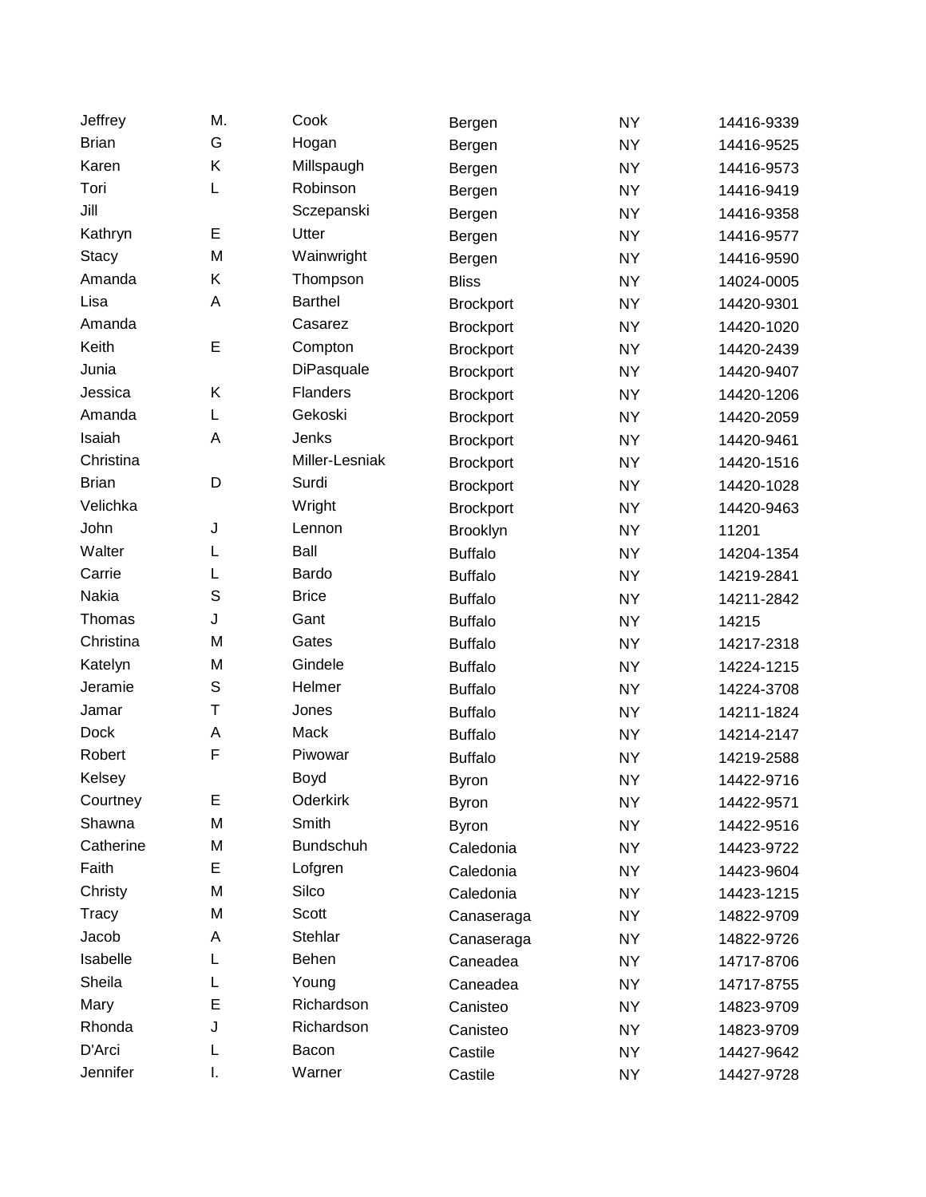| | | | | | |
|---|---|---|---|---|---|
| Jeffrey | M. | Cook | Bergen | NY | 14416-9339 |
| Brian | G | Hogan | Bergen | NY | 14416-9525 |
| Karen | K | Millspaugh | Bergen | NY | 14416-9573 |
| Tori | L | Robinson | Bergen | NY | 14416-9419 |
| Jill | | Sczepanski | Bergen | NY | 14416-9358 |
| Kathryn | E | Utter | Bergen | NY | 14416-9577 |
| Stacy | M | Wainwright | Bergen | NY | 14416-9590 |
| Amanda | K | Thompson | Bliss | NY | 14024-0005 |
| Lisa | A | Barthel | Brockport | NY | 14420-9301 |
| Amanda | | Casarez | Brockport | NY | 14420-1020 |
| Keith | E | Compton | Brockport | NY | 14420-2439 |
| Junia | | DiPasquale | Brockport | NY | 14420-9407 |
| Jessica | K | Flanders | Brockport | NY | 14420-1206 |
| Amanda | L | Gekoski | Brockport | NY | 14420-2059 |
| Isaiah | A | Jenks | Brockport | NY | 14420-9461 |
| Christina | | Miller-Lesniak | Brockport | NY | 14420-1516 |
| Brian | D | Surdi | Brockport | NY | 14420-1028 |
| Velichka | | Wright | Brockport | NY | 14420-9463 |
| John | J | Lennon | Brooklyn | NY | 11201 |
| Walter | L | Ball | Buffalo | NY | 14204-1354 |
| Carrie | L | Bardo | Buffalo | NY | 14219-2841 |
| Nakia | S | Brice | Buffalo | NY | 14211-2842 |
| Thomas | J | Gant | Buffalo | NY | 14215 |
| Christina | M | Gates | Buffalo | NY | 14217-2318 |
| Katelyn | M | Gindele | Buffalo | NY | 14224-1215 |
| Jeramie | S | Helmer | Buffalo | NY | 14224-3708 |
| Jamar | T | Jones | Buffalo | NY | 14211-1824 |
| Dock | A | Mack | Buffalo | NY | 14214-2147 |
| Robert | F | Piwowar | Buffalo | NY | 14219-2588 |
| Kelsey | | Boyd | Byron | NY | 14422-9716 |
| Courtney | E | Oderkirk | Byron | NY | 14422-9571 |
| Shawna | M | Smith | Byron | NY | 14422-9516 |
| Catherine | M | Bundschuh | Caledonia | NY | 14423-9722 |
| Faith | E | Lofgren | Caledonia | NY | 14423-9604 |
| Christy | M | Silco | Caledonia | NY | 14423-1215 |
| Tracy | M | Scott | Canaseraga | NY | 14822-9709 |
| Jacob | A | Stehlar | Canaseraga | NY | 14822-9726 |
| Isabelle | L | Behen | Caneadea | NY | 14717-8706 |
| Sheila | L | Young | Caneadea | NY | 14717-8755 |
| Mary | E | Richardson | Canisteo | NY | 14823-9709 |
| Rhonda | J | Richardson | Canisteo | NY | 14823-9709 |
| D'Arci | L | Bacon | Castile | NY | 14427-9642 |
| Jennifer | I. | Warner | Castile | NY | 14427-9728 |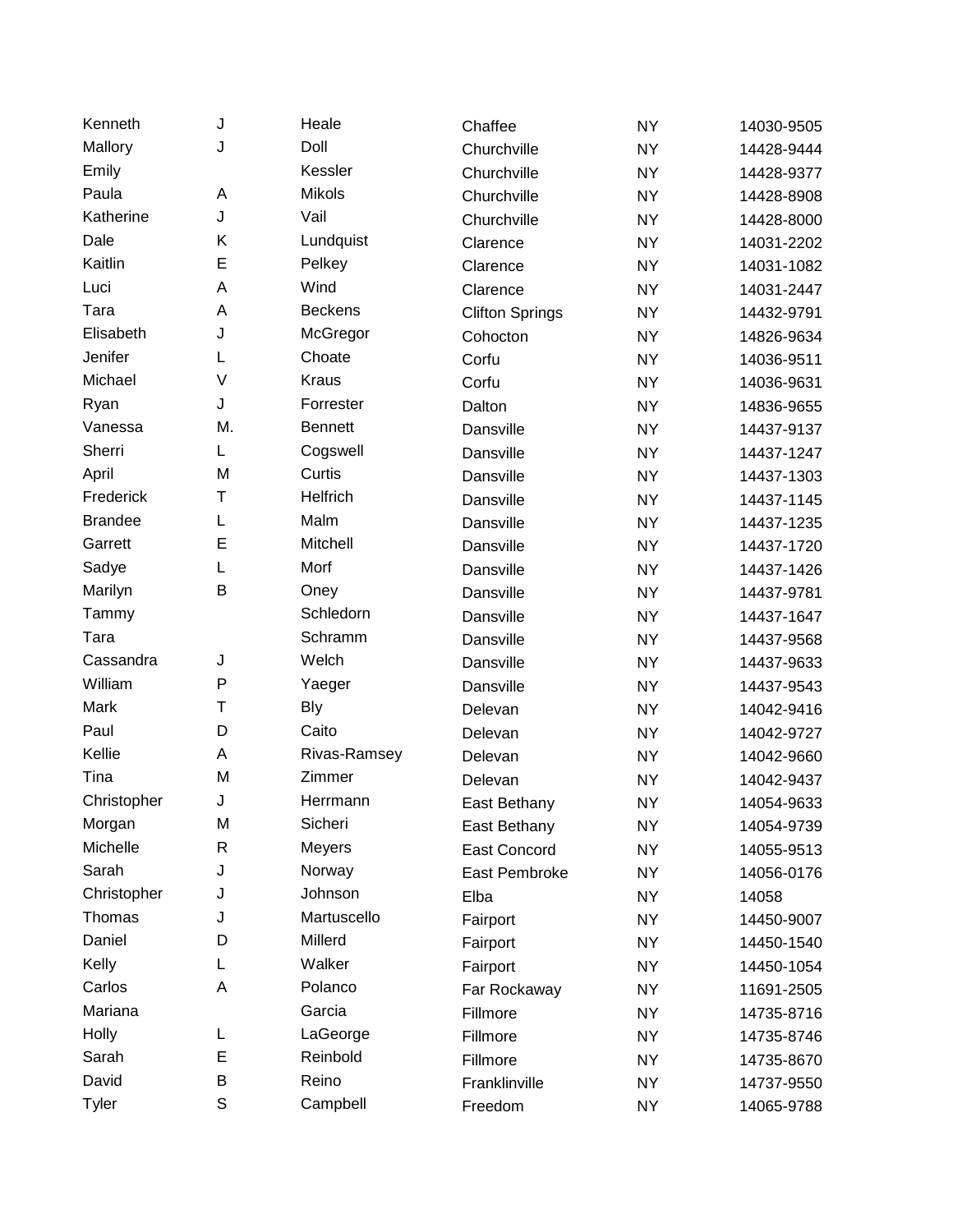| | | | | | |
|---|---|---|---|---|---|
| Kenneth | J | Heale | Chaffee | NY | 14030-9505 |
| Mallory | J | Doll | Churchville | NY | 14428-9444 |
| Emily | | Kessler | Churchville | NY | 14428-9377 |
| Paula | A | Mikols | Churchville | NY | 14428-8908 |
| Katherine | J | Vail | Churchville | NY | 14428-8000 |
| Dale | K | Lundquist | Clarence | NY | 14031-2202 |
| Kaitlin | E | Pelkey | Clarence | NY | 14031-1082 |
| Luci | A | Wind | Clarence | NY | 14031-2447 |
| Tara | A | Beckens | Clifton Springs | NY | 14432-9791 |
| Elisabeth | J | McGregor | Cohocton | NY | 14826-9634 |
| Jenifer | L | Choate | Corfu | NY | 14036-9511 |
| Michael | V | Kraus | Corfu | NY | 14036-9631 |
| Ryan | J | Forrester | Dalton | NY | 14836-9655 |
| Vanessa | M. | Bennett | Dansville | NY | 14437-9137 |
| Sherri | L | Cogswell | Dansville | NY | 14437-1247 |
| April | M | Curtis | Dansville | NY | 14437-1303 |
| Frederick | T | Helfrich | Dansville | NY | 14437-1145 |
| Brandee | L | Malm | Dansville | NY | 14437-1235 |
| Garrett | E | Mitchell | Dansville | NY | 14437-1720 |
| Sadye | L | Morf | Dansville | NY | 14437-1426 |
| Marilyn | B | Oney | Dansville | NY | 14437-9781 |
| Tammy | | Schledorn | Dansville | NY | 14437-1647 |
| Tara | | Schramm | Dansville | NY | 14437-9568 |
| Cassandra | J | Welch | Dansville | NY | 14437-9633 |
| William | P | Yaeger | Dansville | NY | 14437-9543 |
| Mark | T | Bly | Delevan | NY | 14042-9416 |
| Paul | D | Caito | Delevan | NY | 14042-9727 |
| Kellie | A | Rivas-Ramsey | Delevan | NY | 14042-9660 |
| Tina | M | Zimmer | Delevan | NY | 14042-9437 |
| Christopher | J | Herrmann | East Bethany | NY | 14054-9633 |
| Morgan | M | Sicheri | East Bethany | NY | 14054-9739 |
| Michelle | R | Meyers | East Concord | NY | 14055-9513 |
| Sarah | J | Norway | East Pembroke | NY | 14056-0176 |
| Christopher | J | Johnson | Elba | NY | 14058 |
| Thomas | J | Martuscello | Fairport | NY | 14450-9007 |
| Daniel | D | Millerd | Fairport | NY | 14450-1540 |
| Kelly | L | Walker | Fairport | NY | 14450-1054 |
| Carlos | A | Polanco | Far Rockaway | NY | 11691-2505 |
| Mariana | | Garcia | Fillmore | NY | 14735-8716 |
| Holly | L | LaGeorge | Fillmore | NY | 14735-8746 |
| Sarah | E | Reinbold | Fillmore | NY | 14735-8670 |
| David | B | Reino | Franklinville | NY | 14737-9550 |
| Tyler | S | Campbell | Freedom | NY | 14065-9788 |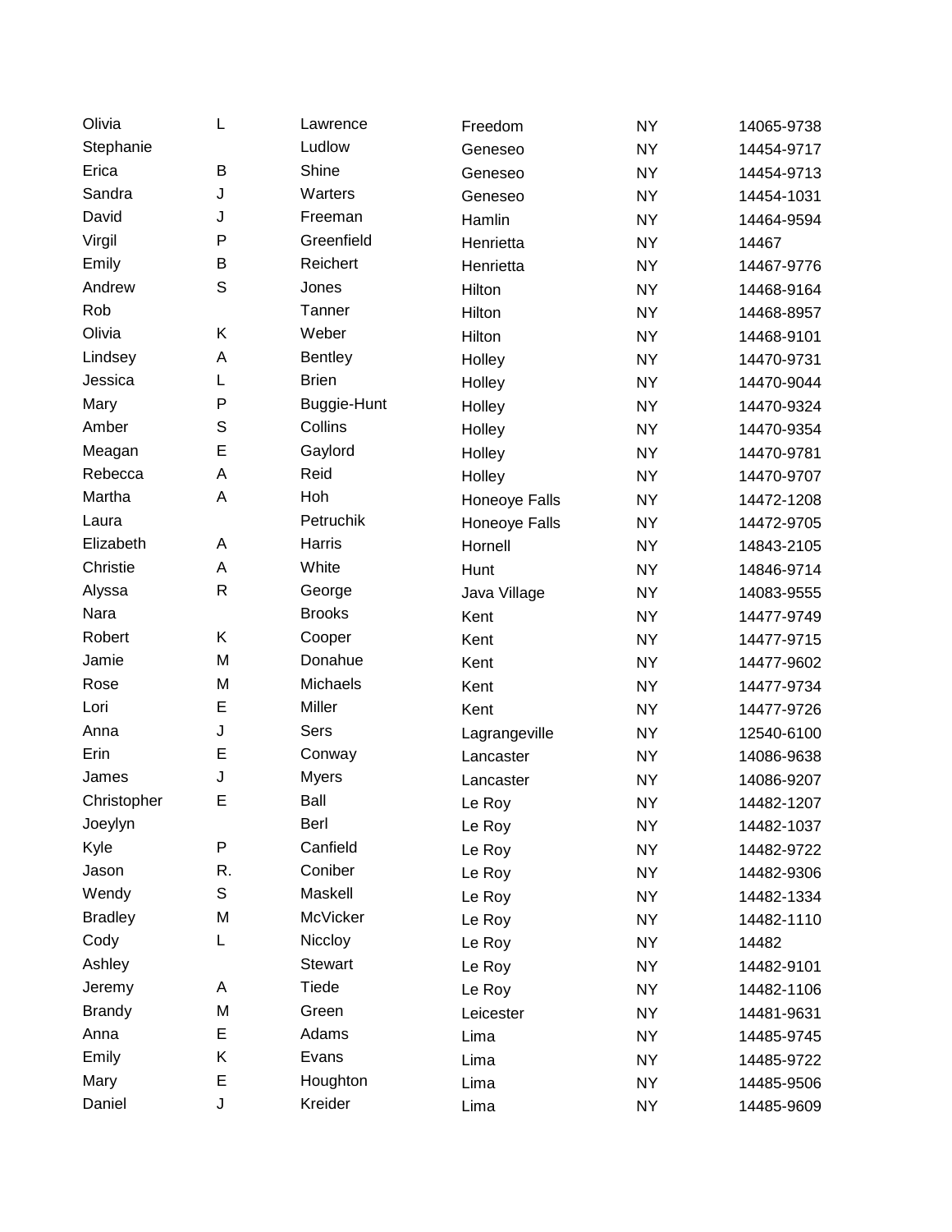| | | | | | |
|---|---|---|---|---|---|
| Olivia | L | Lawrence | Freedom | NY | 14065-9738 |
| Stephanie | | Ludlow | Geneseo | NY | 14454-9717 |
| Erica | B | Shine | Geneseo | NY | 14454-9713 |
| Sandra | J | Warters | Geneseo | NY | 14454-1031 |
| David | J | Freeman | Hamlin | NY | 14464-9594 |
| Virgil | P | Greenfield | Henrietta | NY | 14467 |
| Emily | B | Reichert | Henrietta | NY | 14467-9776 |
| Andrew | S | Jones | Hilton | NY | 14468-9164 |
| Rob | | Tanner | Hilton | NY | 14468-8957 |
| Olivia | K | Weber | Hilton | NY | 14468-9101 |
| Lindsey | A | Bentley | Holley | NY | 14470-9731 |
| Jessica | L | Brien | Holley | NY | 14470-9044 |
| Mary | P | Buggie-Hunt | Holley | NY | 14470-9324 |
| Amber | S | Collins | Holley | NY | 14470-9354 |
| Meagan | E | Gaylord | Holley | NY | 14470-9781 |
| Rebecca | A | Reid | Holley | NY | 14470-9707 |
| Martha | A | Hoh | Honeoye Falls | NY | 14472-1208 |
| Laura | | Petruchik | Honeoye Falls | NY | 14472-9705 |
| Elizabeth | A | Harris | Hornell | NY | 14843-2105 |
| Christie | A | White | Hunt | NY | 14846-9714 |
| Alyssa | R | George | Java Village | NY | 14083-9555 |
| Nara | | Brooks | Kent | NY | 14477-9749 |
| Robert | K | Cooper | Kent | NY | 14477-9715 |
| Jamie | M | Donahue | Kent | NY | 14477-9602 |
| Rose | M | Michaels | Kent | NY | 14477-9734 |
| Lori | E | Miller | Kent | NY | 14477-9726 |
| Anna | J | Sers | Lagrangeville | NY | 12540-6100 |
| Erin | E | Conway | Lancaster | NY | 14086-9638 |
| James | J | Myers | Lancaster | NY | 14086-9207 |
| Christopher | E | Ball | Le Roy | NY | 14482-1207 |
| Joeylyn | | Berl | Le Roy | NY | 14482-1037 |
| Kyle | P | Canfield | Le Roy | NY | 14482-9722 |
| Jason | R. | Coniber | Le Roy | NY | 14482-9306 |
| Wendy | S | Maskell | Le Roy | NY | 14482-1334 |
| Bradley | M | McVicker | Le Roy | NY | 14482-1110 |
| Cody | L | Niccloy | Le Roy | NY | 14482 |
| Ashley | | Stewart | Le Roy | NY | 14482-9101 |
| Jeremy | A | Tiede | Le Roy | NY | 14482-1106 |
| Brandy | M | Green | Leicester | NY | 14481-9631 |
| Anna | E | Adams | Lima | NY | 14485-9745 |
| Emily | K | Evans | Lima | NY | 14485-9722 |
| Mary | E | Houghton | Lima | NY | 14485-9506 |
| Daniel | J | Kreider | Lima | NY | 14485-9609 |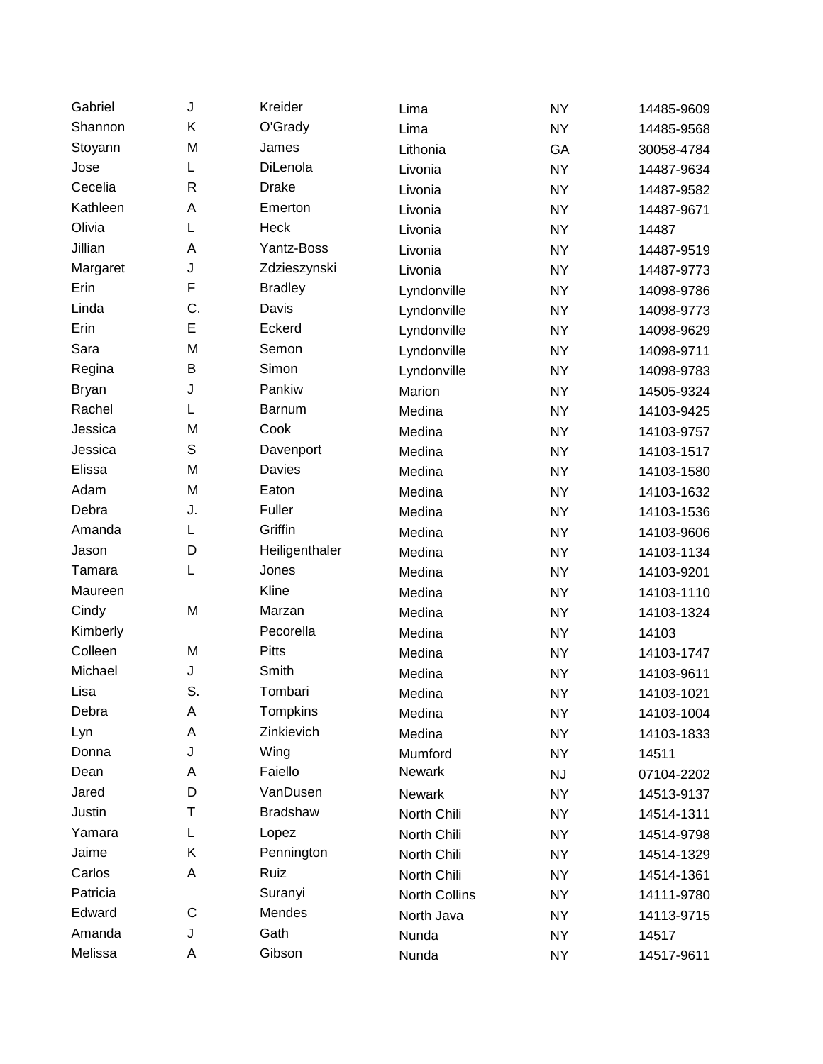| | | | | | |
|---|---|---|---|---|---|
| Gabriel | J | Kreider | Lima | NY | 14485-9609 |
| Shannon | K | O'Grady | Lima | NY | 14485-9568 |
| Stoyann | M | James | Lithonia | GA | 30058-4784 |
| Jose | L | DiLenola | Livonia | NY | 14487-9634 |
| Cecelia | R | Drake | Livonia | NY | 14487-9582 |
| Kathleen | A | Emerton | Livonia | NY | 14487-9671 |
| Olivia | L | Heck | Livonia | NY | 14487 |
| Jillian | A | Yantz-Boss | Livonia | NY | 14487-9519 |
| Margaret | J | Zdzieszynski | Livonia | NY | 14487-9773 |
| Erin | F | Bradley | Lyndonville | NY | 14098-9786 |
| Linda | C. | Davis | Lyndonville | NY | 14098-9773 |
| Erin | E | Eckerd | Lyndonville | NY | 14098-9629 |
| Sara | M | Semon | Lyndonville | NY | 14098-9711 |
| Regina | B | Simon | Lyndonville | NY | 14098-9783 |
| Bryan | J | Pankiw | Marion | NY | 14505-9324 |
| Rachel | L | Barnum | Medina | NY | 14103-9425 |
| Jessica | M | Cook | Medina | NY | 14103-9757 |
| Jessica | S | Davenport | Medina | NY | 14103-1517 |
| Elissa | M | Davies | Medina | NY | 14103-1580 |
| Adam | M | Eaton | Medina | NY | 14103-1632 |
| Debra | J. | Fuller | Medina | NY | 14103-1536 |
| Amanda | L | Griffin | Medina | NY | 14103-9606 |
| Jason | D | Heiligenthaler | Medina | NY | 14103-1134 |
| Tamara | L | Jones | Medina | NY | 14103-9201 |
| Maureen | | Kline | Medina | NY | 14103-1110 |
| Cindy | M | Marzan | Medina | NY | 14103-1324 |
| Kimberly | | Pecorella | Medina | NY | 14103 |
| Colleen | M | Pitts | Medina | NY | 14103-1747 |
| Michael | J | Smith | Medina | NY | 14103-9611 |
| Lisa | S. | Tombari | Medina | NY | 14103-1021 |
| Debra | A | Tompkins | Medina | NY | 14103-1004 |
| Lyn | A | Zinkievich | Medina | NY | 14103-1833 |
| Donna | J | Wing | Mumford | NY | 14511 |
| Dean | A | Faiello | Newark | NJ | 07104-2202 |
| Jared | D | VanDusen | Newark | NY | 14513-9137 |
| Justin | T | Bradshaw | North Chili | NY | 14514-1311 |
| Yamara | L | Lopez | North Chili | NY | 14514-9798 |
| Jaime | K | Pennington | North Chili | NY | 14514-1329 |
| Carlos | A | Ruiz | North Chili | NY | 14514-1361 |
| Patricia | | Suranyi | North Collins | NY | 14111-9780 |
| Edward | C | Mendes | North Java | NY | 14113-9715 |
| Amanda | J | Gath | Nunda | NY | 14517 |
| Melissa | A | Gibson | Nunda | NY | 14517-9611 |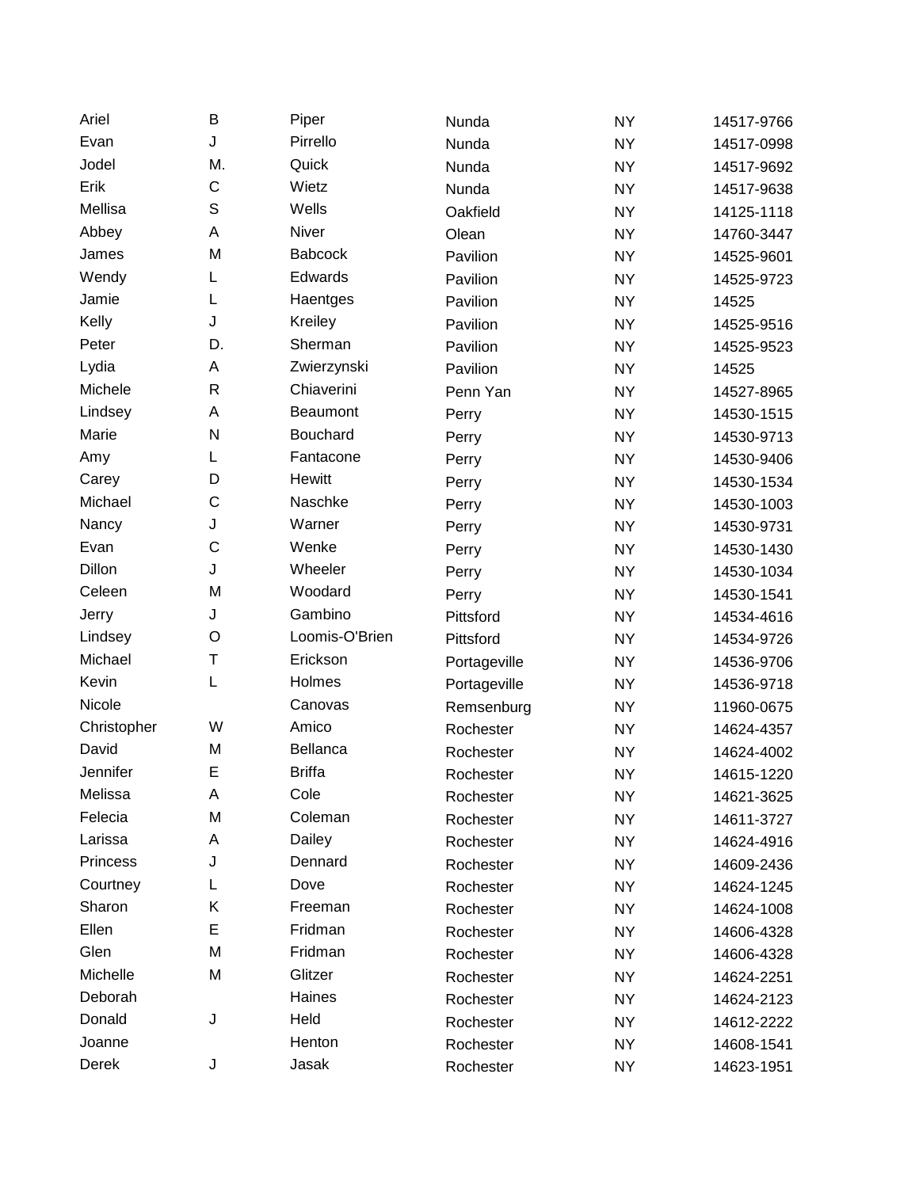| | | | | | |
|---|---|---|---|---|---|
| Ariel | B | Piper | Nunda | NY | 14517-9766 |
| Evan | J | Pirrello | Nunda | NY | 14517-0998 |
| Jodel | M. | Quick | Nunda | NY | 14517-9692 |
| Erik | C | Wietz | Nunda | NY | 14517-9638 |
| Mellisa | S | Wells | Oakfield | NY | 14125-1118 |
| Abbey | A | Niver | Olean | NY | 14760-3447 |
| James | M | Babcock | Pavilion | NY | 14525-9601 |
| Wendy | L | Edwards | Pavilion | NY | 14525-9723 |
| Jamie | L | Haentges | Pavilion | NY | 14525 |
| Kelly | J | Kreiley | Pavilion | NY | 14525-9516 |
| Peter | D. | Sherman | Pavilion | NY | 14525-9523 |
| Lydia | A | Zwierzynski | Pavilion | NY | 14525 |
| Michele | R | Chiaverini | Penn Yan | NY | 14527-8965 |
| Lindsey | A | Beaumont | Perry | NY | 14530-1515 |
| Marie | N | Bouchard | Perry | NY | 14530-9713 |
| Amy | L | Fantacone | Perry | NY | 14530-9406 |
| Carey | D | Hewitt | Perry | NY | 14530-1534 |
| Michael | C | Naschke | Perry | NY | 14530-1003 |
| Nancy | J | Warner | Perry | NY | 14530-9731 |
| Evan | C | Wenke | Perry | NY | 14530-1430 |
| Dillon | J | Wheeler | Perry | NY | 14530-1034 |
| Celeen | M | Woodard | Perry | NY | 14530-1541 |
| Jerry | J | Gambino | Pittsford | NY | 14534-4616 |
| Lindsey | O | Loomis-O'Brien | Pittsford | NY | 14534-9726 |
| Michael | T | Erickson | Portageville | NY | 14536-9706 |
| Kevin | L | Holmes | Portageville | NY | 14536-9718 |
| Nicole | | Canovas | Remsenburg | NY | 11960-0675 |
| Christopher | W | Amico | Rochester | NY | 14624-4357 |
| David | M | Bellanca | Rochester | NY | 14624-4002 |
| Jennifer | E | Briffa | Rochester | NY | 14615-1220 |
| Melissa | A | Cole | Rochester | NY | 14621-3625 |
| Felecia | M | Coleman | Rochester | NY | 14611-3727 |
| Larissa | A | Dailey | Rochester | NY | 14624-4916 |
| Princess | J | Dennard | Rochester | NY | 14609-2436 |
| Courtney | L | Dove | Rochester | NY | 14624-1245 |
| Sharon | K | Freeman | Rochester | NY | 14624-1008 |
| Ellen | E | Fridman | Rochester | NY | 14606-4328 |
| Glen | M | Fridman | Rochester | NY | 14606-4328 |
| Michelle | M | Glitzer | Rochester | NY | 14624-2251 |
| Deborah | | Haines | Rochester | NY | 14624-2123 |
| Donald | J | Held | Rochester | NY | 14612-2222 |
| Joanne | | Henton | Rochester | NY | 14608-1541 |
| Derek | J | Jasak | Rochester | NY | 14623-1951 |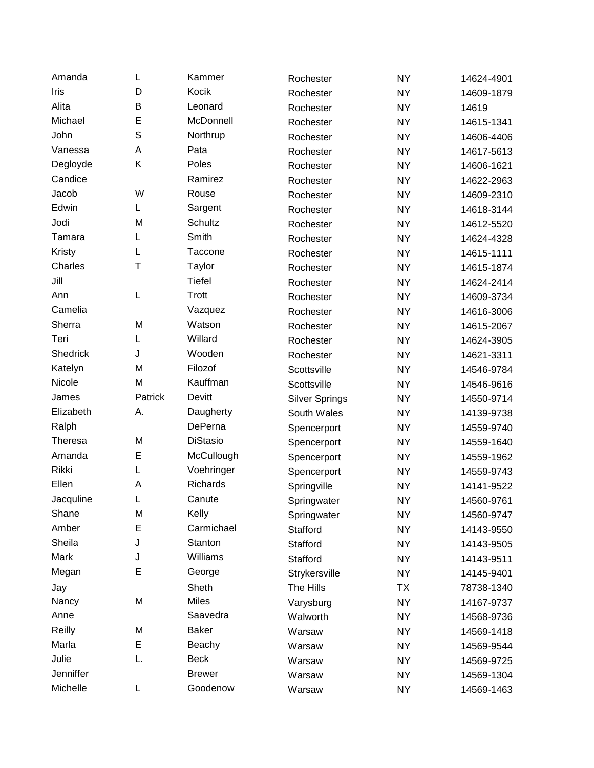| | | | | | |
|---|---|---|---|---|---|
| Amanda | L | Kammer | Rochester | NY | 14624-4901 |
| Iris | D | Kocik | Rochester | NY | 14609-1879 |
| Alita | B | Leonard | Rochester | NY | 14619 |
| Michael | E | McDonnell | Rochester | NY | 14615-1341 |
| John | S | Northrup | Rochester | NY | 14606-4406 |
| Vanessa | A | Pata | Rochester | NY | 14617-5613 |
| Degloyde | K | Poles | Rochester | NY | 14606-1621 |
| Candice | | Ramirez | Rochester | NY | 14622-2963 |
| Jacob | W | Rouse | Rochester | NY | 14609-2310 |
| Edwin | L | Sargent | Rochester | NY | 14618-3144 |
| Jodi | M | Schultz | Rochester | NY | 14612-5520 |
| Tamara | L | Smith | Rochester | NY | 14624-4328 |
| Kristy | L | Taccone | Rochester | NY | 14615-1111 |
| Charles | T | Taylor | Rochester | NY | 14615-1874 |
| Jill | | Tiefel | Rochester | NY | 14624-2414 |
| Ann | L | Trott | Rochester | NY | 14609-3734 |
| Camelia | | Vazquez | Rochester | NY | 14616-3006 |
| Sherra | M | Watson | Rochester | NY | 14615-2067 |
| Teri | L | Willard | Rochester | NY | 14624-3905 |
| Shedrick | J | Wooden | Rochester | NY | 14621-3311 |
| Katelyn | M | Filozof | Scottsville | NY | 14546-9784 |
| Nicole | M | Kauffman | Scottsville | NY | 14546-9616 |
| James | Patrick | Devitt | Silver Springs | NY | 14550-9714 |
| Elizabeth | A. | Daugherty | South Wales | NY | 14139-9738 |
| Ralph | | DePerna | Spencerport | NY | 14559-9740 |
| Theresa | M | DiStasio | Spencerport | NY | 14559-1640 |
| Amanda | E | McCullough | Spencerport | NY | 14559-1962 |
| Rikki | L | Voehringer | Spencerport | NY | 14559-9743 |
| Ellen | A | Richards | Springville | NY | 14141-9522 |
| Jacquline | L | Canute | Springwater | NY | 14560-9761 |
| Shane | M | Kelly | Springwater | NY | 14560-9747 |
| Amber | E | Carmichael | Stafford | NY | 14143-9550 |
| Sheila | J | Stanton | Stafford | NY | 14143-9505 |
| Mark | J | Williams | Stafford | NY | 14143-9511 |
| Megan | E | George | Strykersville | NY | 14145-9401 |
| Jay | | Sheth | The Hills | TX | 78738-1340 |
| Nancy | M | Miles | Varysburg | NY | 14167-9737 |
| Anne | | Saavedra | Walworth | NY | 14568-9736 |
| Reilly | M | Baker | Warsaw | NY | 14569-1418 |
| Marla | E | Beachy | Warsaw | NY | 14569-9544 |
| Julie | L. | Beck | Warsaw | NY | 14569-9725 |
| Jenniffer | | Brewer | Warsaw | NY | 14569-1304 |
| Michelle | L | Goodenow | Warsaw | NY | 14569-1463 |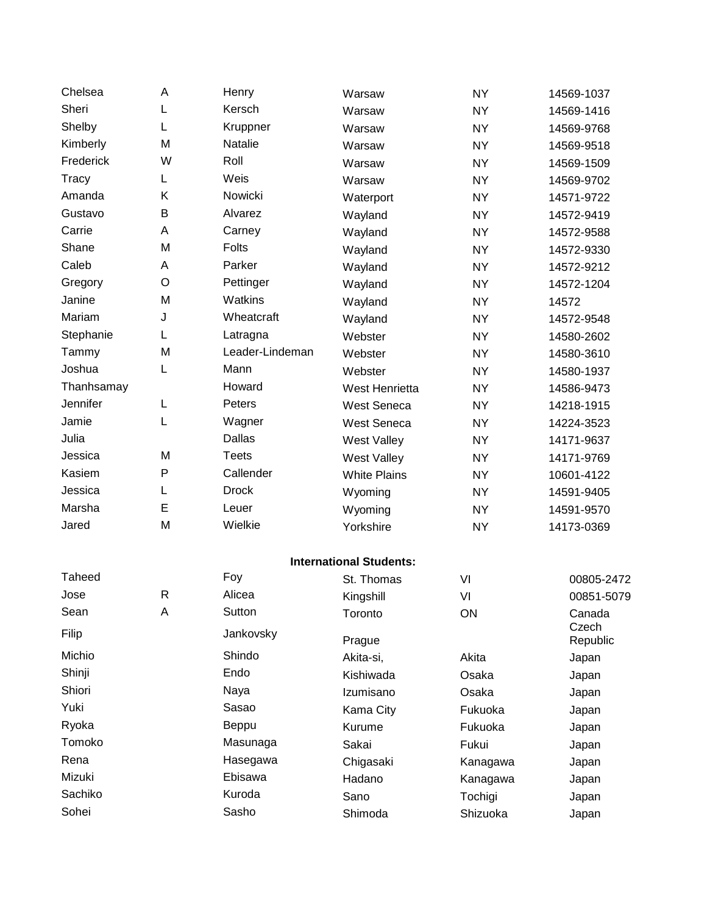| | | | | | |
|---|---|---|---|---|---|
| Chelsea | A | Henry | Warsaw | NY | 14569-1037 |
| Sheri | L | Kersch | Warsaw | NY | 14569-1416 |
| Shelby | L | Kruppner | Warsaw | NY | 14569-9768 |
| Kimberly | M | Natalie | Warsaw | NY | 14569-9518 |
| Frederick | W | Roll | Warsaw | NY | 14569-1509 |
| Tracy | L | Weis | Warsaw | NY | 14569-9702 |
| Amanda | K | Nowicki | Waterport | NY | 14571-9722 |
| Gustavo | B | Alvarez | Wayland | NY | 14572-9419 |
| Carrie | A | Carney | Wayland | NY | 14572-9588 |
| Shane | M | Folts | Wayland | NY | 14572-9330 |
| Caleb | A | Parker | Wayland | NY | 14572-9212 |
| Gregory | O | Pettinger | Wayland | NY | 14572-1204 |
| Janine | M | Watkins | Wayland | NY | 14572 |
| Mariam | J | Wheatcraft | Wayland | NY | 14572-9548 |
| Stephanie | L | Latragna | Webster | NY | 14580-2602 |
| Tammy | M | Leader-Lindeman | Webster | NY | 14580-3610 |
| Joshua | L | Mann | Webster | NY | 14580-1937 |
| Thanhsamay | | Howard | West Henrietta | NY | 14586-9473 |
| Jennifer | L | Peters | West Seneca | NY | 14218-1915 |
| Jamie | L | Wagner | West Seneca | NY | 14224-3523 |
| Julia | | Dallas | West Valley | NY | 14171-9637 |
| Jessica | M | Teets | West Valley | NY | 14171-9769 |
| Kasiem | P | Callender | White Plains | NY | 10601-4122 |
| Jessica | L | Drock | Wyoming | NY | 14591-9405 |
| Marsha | E | Leuer | Wyoming | NY | 14591-9570 |
| Jared | M | Wielkie | Yorkshire | NY | 14173-0369 |

**International Students:**

| | | | | | |
|---|---|---|---|---|---|
| Taheed | | Foy | St. Thomas | VI | 00805-2472 |
| Jose | R | Alicea | Kingshill | VI | 00851-5079 |
| Sean | A | Sutton | Toronto | ON | Canada |
| Filip | | Jankovsky | Prague | | Czech Republic |
| Michio | | Shindo | Akita-si, | Akita | Japan |
| Shinji | | Endo | Kishiwada | Osaka | Japan |
| Shiori | | Naya | Izumisano | Osaka | Japan |
| Yuki | | Sasao | Kama City | Fukuoka | Japan |
| Ryoka | | Beppu | Kurume | Fukuoka | Japan |
| Tomoko | | Masunaga | Sakai | Fukui | Japan |
| Rena | | Hasegawa | Chigasaki | Kanagawa | Japan |
| Mizuki | | Ebisawa | Hadano | Kanagawa | Japan |
| Sachiko | | Kuroda | Sano | Tochigi | Japan |
| Sohei | | Sasho | Shimoda | Shizuoka | Japan |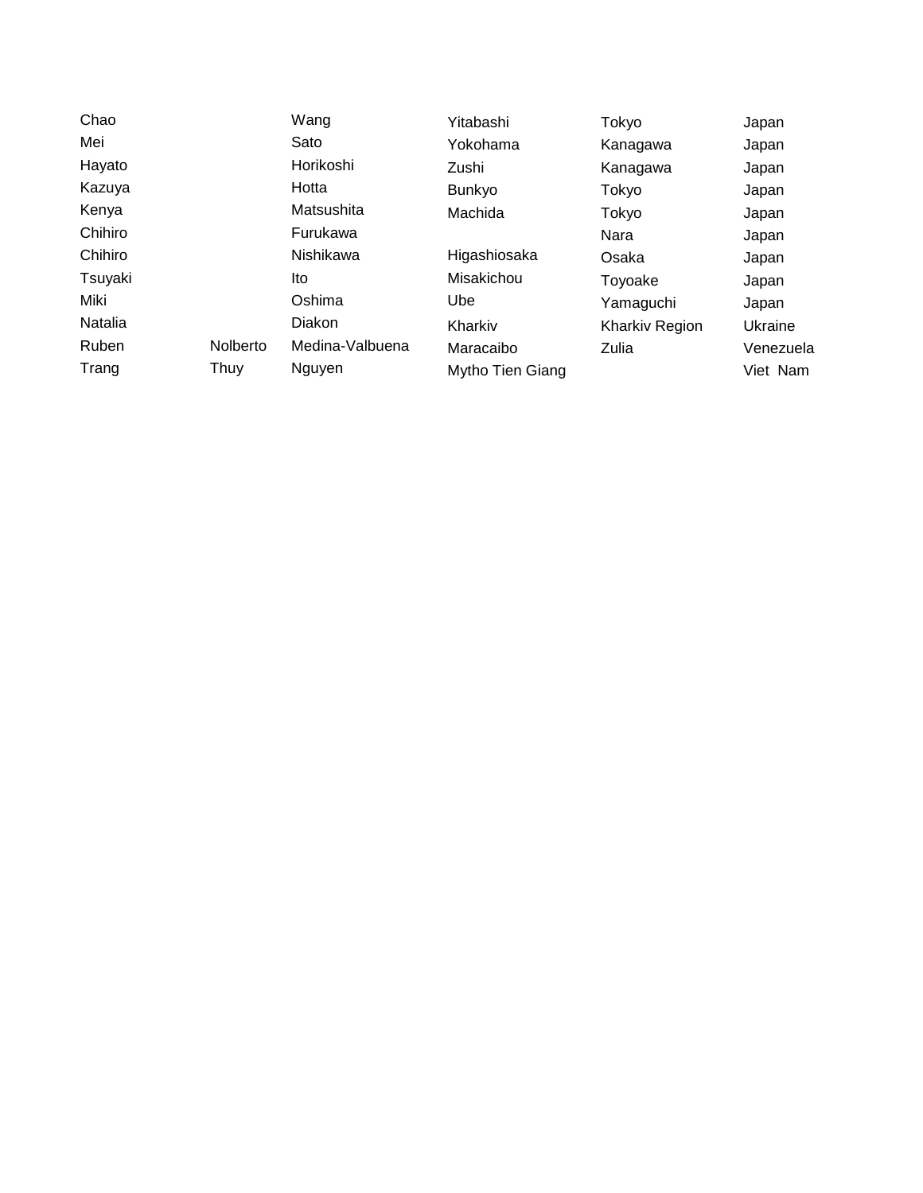| | | | | | |
|---|---|---|---|---|---|
| Chao | | Wang | Yitabashi | Tokyo | Japan |
| Mei | | Sato | Yokohama | Kanagawa | Japan |
| Hayato | | Horikoshi | Zushi | Kanagawa | Japan |
| Kazuya | | Hotta | Bunkyo | Tokyo | Japan |
| Kenya | | Matsushita | Machida | Tokyo | Japan |
| Chihiro | | Furukawa | | Nara | Japan |
| Chihiro | | Nishikawa | Higashiosaka | Osaka | Japan |
| Tsuyaki | | Ito | Misakichou | Toyoake | Japan |
| Miki | | Oshima | Ube | Yamaguchi | Japan |
| Natalia | | Diakon | Kharkiv | Kharkiv Region | Ukraine |
| Ruben | Nolberto | Medina-Valbuena | Maracaibo | Zulia | Venezuela |
| Trang | Thuy | Nguyen | Mytho Tien Giang | | Viet Nam |